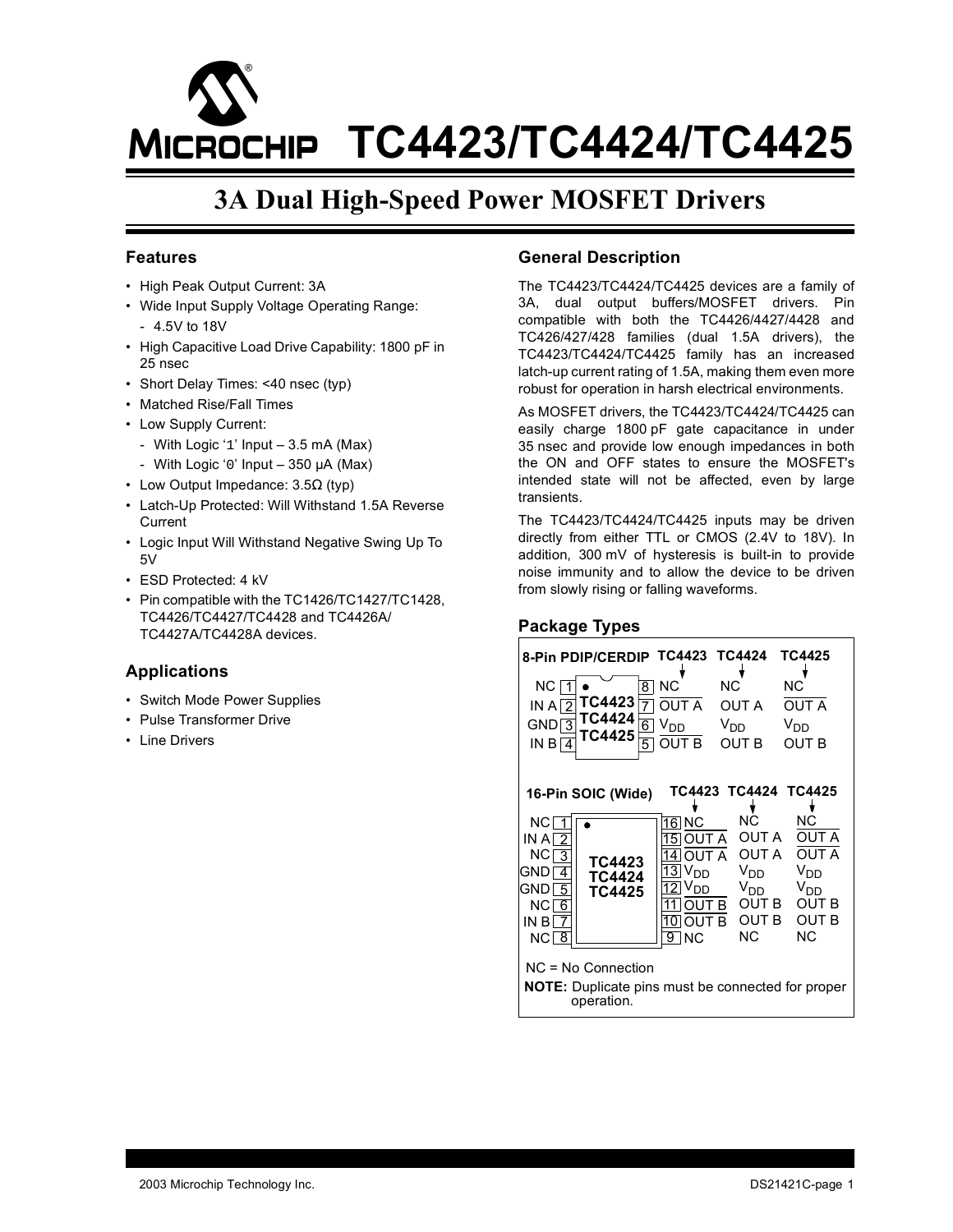# TC4423/TC4424/TC4425

## 3A Dual High-Speed Power MOSFET Drivers

### Features

- High Peak Output Current: 3A
- Wide Input Supply Voltage Operating Range:
  - 4.5V to 18V
- High Capacitive Load Drive Capability: 1800 pF in 25 nsec
- Short Delay Times: <40 nsec (typ)
- Matched Rise/Fall Times
- Low Supply Current:
  - With Logic '1' Input – 3.5 mA (Max)
  - With Logic '0' Input – 350 µA (Max)
- Low Output Impedance: 3.5Ω (typ)
- Latch-Up Protected: Will Withstand 1.5A Reverse Current
- Logic Input Will Withstand Negative Swing Up To 5V
- ESD Protected: 4 kV
- Pin compatible with the TC1426/TC1427/TC1428, TC4426/TC4427/TC4428 and TC4426A/TC4427A/TC4428A devices.

### Applications

- Switch Mode Power Supplies
- Pulse Transformer Drive
- Line Drivers

### General Description

The TC4423/TC4424/TC4425 devices are a family of 3A, dual output buffers/MOSFET drivers. Pin compatible with both the TC4426/4427/4428 and TC426/427/428 families (dual 1.5A drivers), the TC4423/TC4424/TC4425 family has an increased latch-up current rating of 1.5A, making them even more robust for operation in harsh electrical environments.

As MOSFET drivers, the TC4423/TC4424/TC4425 can easily charge 1800 pF gate capacitance in under 35 nsec and provide low enough impedances in both the ON and OFF states to ensure the MOSFET's intended state will not be affected, even by large transients.

The TC4423/TC4424/TC4425 inputs may be driven directly from either TTL or CMOS (2.4V to 18V). In addition, 300 mV of hysteresis is built-in to provide noise immunity and to allow the device to be driven from slowly rising or falling waveforms.

### Package Types

**8-Pin PDIP/CERDIP**

| Pin | Name | Pin | TC4423 | TC4424 | TC4425 |
|---|---|---|---|---|---|
| 1 | NC | 8 | NC | NC | NC |
| 2 | IN A | 7 | $\overline{\text{OUT A}}$ | OUT A | $\overline{\text{OUT A}}$ |
| 3 | GND | 6 | $V_{DD}$ | $V_{DD}$ | $V_{DD}$ |
| 4 | IN B | 5 | $\overline{\text{OUT B}}$ | OUT B | OUT B |

**16-Pin SOIC (Wide)**

| Pin | Name | Pin | TC4423 | TC4424 | TC4425 |
|---|---|---|---|---|---|
| 1 | NC | 16 | NC | NC | NC |
| 2 | IN A | 15 | $\overline{\text{OUT A}}$ | OUT A | $\overline{\text{OUT A}}$ |
| 3 | NC | 14 | $\overline{\text{OUT A}}$ | OUT A | $\overline{\text{OUT A}}$ |
| 4 | GND | 13 | $V_{DD}$ | $V_{DD}$ | $V_{DD}$ |
| 5 | GND | 12 | $V_{DD}$ | $V_{DD}$ | $V_{DD}$ |
| 6 | NC | 11 | $\overline{\text{OUT B}}$ | OUT B | OUT B |
| 7 | IN B | 10 | $\overline{\text{OUT B}}$ | OUT B | OUT B |
| 8 | NC | 9 | NC | NC | NC |

NC = No Connection

**NOTE:** Duplicate pins must be connected for proper operation.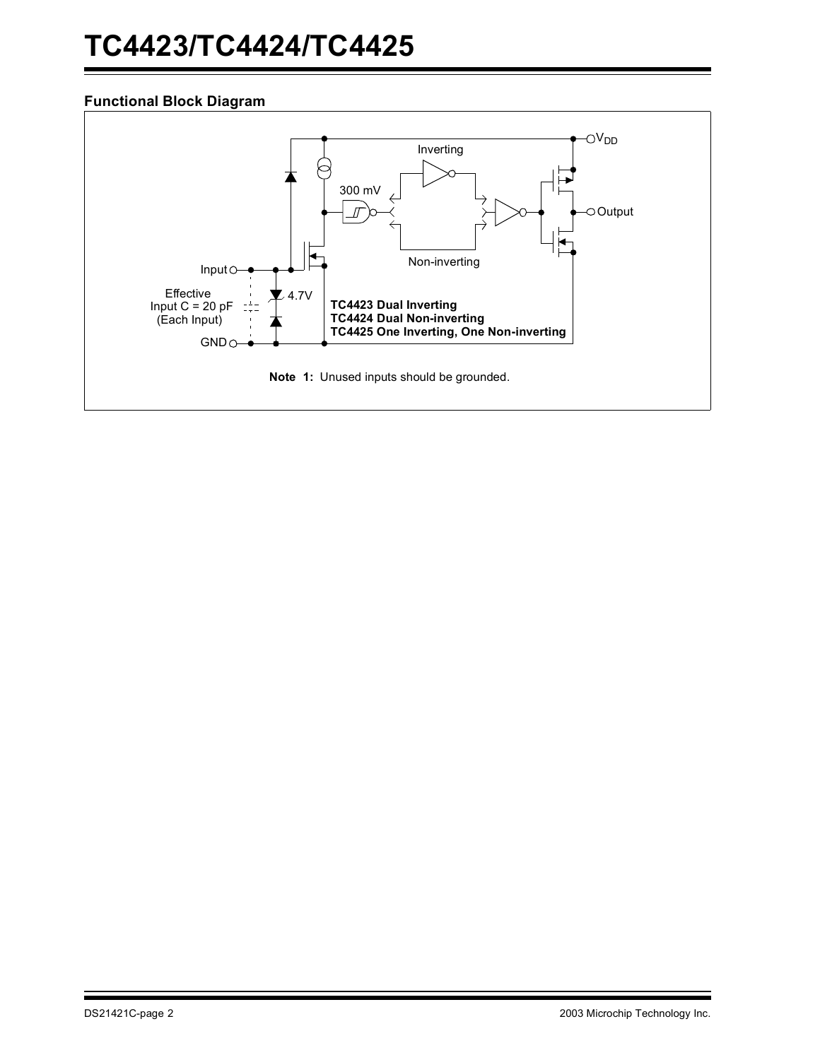## Functional Block Diagram

Inverting

300 mV

$V_{DD}$

Output

Non-inverting

Input

4.7V

Effective Input C = 20 pF (Each Input)

GND

**TC4423 Dual Inverting**
**TC4424 Dual Non-inverting**
**TC4425 One Inverting, One Non-inverting**

**Note 1:** Unused inputs should be grounded.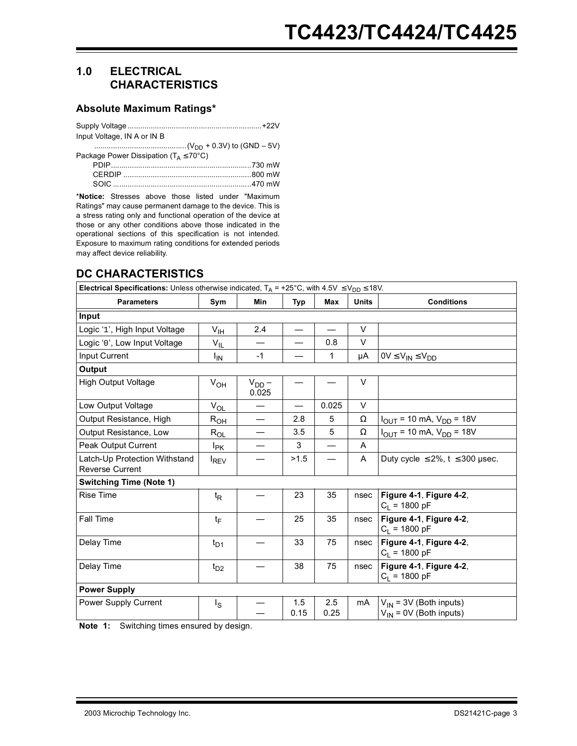## 1.0 ELECTRICAL CHARACTERISTICS

### Absolute Maximum Ratings*

Supply Voltage ..................................................................+22V

Input Voltage, IN A or IN B

..........................................($V_{DD}$ + 0.3V) to (GND – 5V)

Package Power Dissipation ($T_A$ ≤70°C)

- PDIP..................................................................730 mW
- CERDIP ............................................................800 mW
- SOIC .................................................................470 mW

***Notice:** Stresses above those listed under "Maximum Ratings" may cause permanent damage to the device. This is a stress rating only and functional operation of the device at those or any other conditions above those indicated in the operational sections of this specification is not intended. Exposure to maximum rating conditions for extended periods may affect device reliability.

## DC CHARACTERISTICS

| **Electrical Specifications:** Unless otherwise indicated, $T_A$ = +25°C, with 4.5V ≤$V_{DD}$ ≤18V. | | | | | | |
|---|---|---|---|---|---|---|
| **Parameters** | **Sym** | **Min** | **Typ** | **Max** | **Units** | **Conditions** |
| **Input** | | | | | | |
| Logic '1', High Input Voltage | $V_{IH}$ | 2.4 | — | — | V | |
| Logic '0', Low Input Voltage | $V_{IL}$ | — | — | 0.8 | V | |
| Input Current | $I_{IN}$ | -1 | — | 1 | µA | 0V ≤$V_{IN}$ ≤$V_{DD}$ |
| **Output** | | | | | | |
| High Output Voltage | $V_{OH}$ | $V_{DD}$ – 0.025 | — | — | V | |
| Low Output Voltage | $V_{OL}$ | — | — | 0.025 | V | |
| Output Resistance, High | $R_{OH}$ | — | 2.8 | 5 | Ω | $I_{OUT}$ = 10 mA, $V_{DD}$ = 18V |
| Output Resistance, Low | $R_{OL}$ | — | 3.5 | 5 | Ω | $I_{OUT}$ = 10 mA, $V_{DD}$ = 18V |
| Peak Output Current | $I_{PK}$ | — | 3 | — | A | |
| Latch-Up Protection Withstand Reverse Current | $I_{REV}$ | — | >1.5 | — | A | Duty cycle ≤2%, t ≤300 µsec. |
| **Switching Time (Note 1)** | | | | | | |
| Rise Time | $t_R$ | — | 23 | 35 | nsec | **Figure 4-1**, **Figure 4-2**, $C_L$ = 1800 pF |
| Fall Time | $t_F$ | — | 25 | 35 | nsec | **Figure 4-1**, **Figure 4-2**, $C_L$ = 1800 pF |
| Delay Time | $t_{D1}$ | — | 33 | 75 | nsec | **Figure 4-1**, **Figure 4-2**, $C_L$ = 1800 pF |
| Delay Time | $t_{D2}$ | — | 38 | 75 | nsec | **Figure 4-1**, **Figure 4-2**, $C_L$ = 1800 pF |
| **Power Supply** | | | | | | |
| Power Supply Current | $I_S$ | —<br>— | 1.5<br>0.15 | 2.5<br>0.25 | mA | $V_{IN}$ = 3V (Both inputs)<br>$V_{IN}$ = 0V (Both inputs) |

**Note 1:** Switching times ensured by design.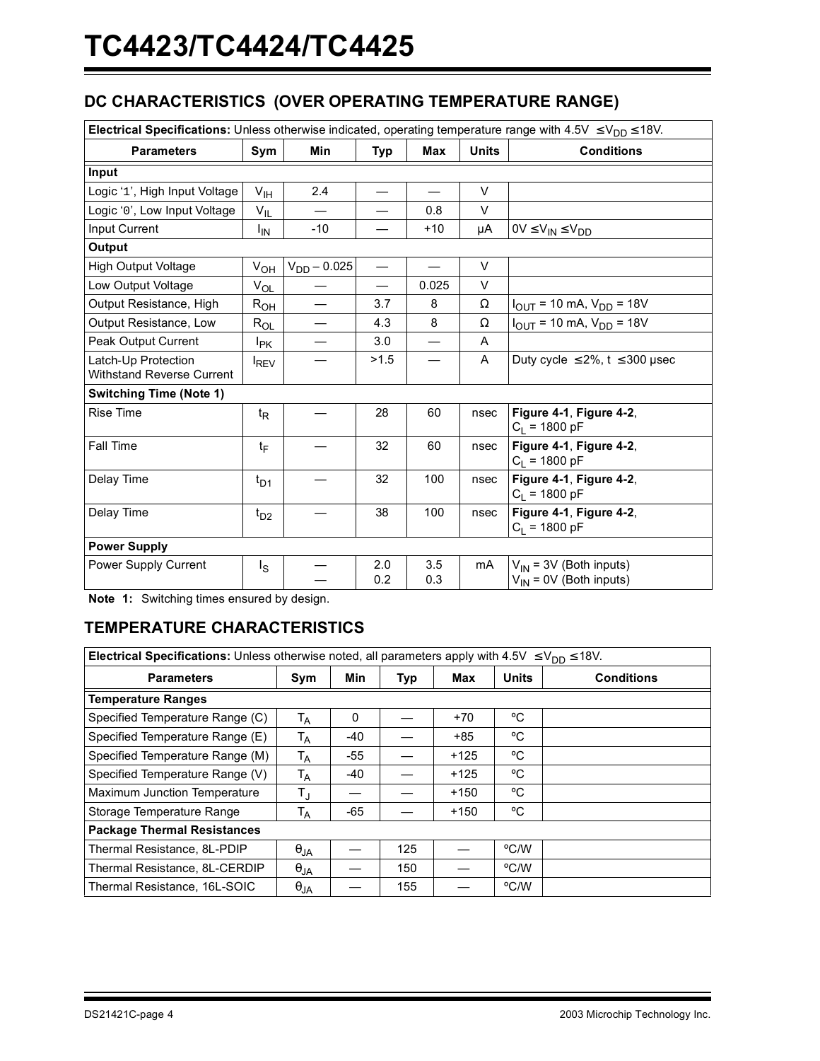## DC CHARACTERISTICS (OVER OPERATING TEMPERATURE RANGE)

| **Electrical Specifications:** Unless otherwise indicated, operating temperature range with 4.5V $\le V_{DD} \le$ 18V. | | | | | | |
|---|---|---|---|---|---|---|
| **Parameters** | **Sym** | **Min** | **Typ** | **Max** | **Units** | **Conditions** |
| **Input** | | | | | | |
| Logic '1', High Input Voltage | $V_{IH}$ | 2.4 | — | — | V | |
| Logic '0', Low Input Voltage | $V_{IL}$ | — | — | 0.8 | V | |
| Input Current | $I_{IN}$ | -10 | — | +10 | µA | 0V $\le V_{IN} \le V_{DD}$ |
| **Output** | | | | | | |
| High Output Voltage | $V_{OH}$ | $V_{DD}$ – 0.025 | — | — | V | |
| Low Output Voltage | $V_{OL}$ | — | — | 0.025 | V | |
| Output Resistance, High | $R_{OH}$ | — | 3.7 | 8 | Ω | $I_{OUT}$ = 10 mA, $V_{DD}$ = 18V |
| Output Resistance, Low | $R_{OL}$ | — | 4.3 | 8 | Ω | $I_{OUT}$ = 10 mA, $V_{DD}$ = 18V |
| Peak Output Current | $I_{PK}$ | — | 3.0 | — | A | |
| Latch-Up Protection Withstand Reverse Current | $I_{REV}$ | — | >1.5 | — | A | Duty cycle $\le$ 2%, t $\le$ 300 µsec |
| **Switching Time (Note 1)** | | | | | | |
| Rise Time | $t_R$ | — | 28 | 60 | nsec | **Figure 4-1**, **Figure 4-2**, $C_L$ = 1800 pF |
| Fall Time | $t_F$ | — | 32 | 60 | nsec | **Figure 4-1**, **Figure 4-2**, $C_L$ = 1800 pF |
| Delay Time | $t_{D1}$ | — | 32 | 100 | nsec | **Figure 4-1**, **Figure 4-2**, $C_L$ = 1800 pF |
| Delay Time | $t_{D2}$ | — | 38 | 100 | nsec | **Figure 4-1**, **Figure 4-2**, $C_L$ = 1800 pF |
| **Power Supply** | | | | | | |
| Power Supply Current | $I_S$ | —<br>— | 2.0<br>0.2 | 3.5<br>0.3 | mA | $V_{IN}$ = 3V (Both inputs)<br>$V_{IN}$ = 0V (Both inputs) |

**Note 1:** Switching times ensured by design.

## TEMPERATURE CHARACTERISTICS

| **Electrical Specifications:** Unless otherwise noted, all parameters apply with 4.5V $\le V_{DD} \le$ 18V. | | | | | | |
|---|---|---|---|---|---|---|
| **Parameters** | **Sym** | **Min** | **Typ** | **Max** | **Units** | **Conditions** |
| **Temperature Ranges** | | | | | | |
| Specified Temperature Range (C) | $T_A$ | 0 | — | +70 | ºC | |
| Specified Temperature Range (E) | $T_A$ | -40 | — | +85 | ºC | |
| Specified Temperature Range (M) | $T_A$ | -55 | — | +125 | ºC | |
| Specified Temperature Range (V) | $T_A$ | -40 | — | +125 | ºC | |
| Maximum Junction Temperature | $T_J$ | — | — | +150 | ºC | |
| Storage Temperature Range | $T_A$ | -65 | — | +150 | ºC | |
| **Package Thermal Resistances** | | | | | | |
| Thermal Resistance, 8L-PDIP | $\theta_{JA}$ | — | 125 | — | ºC/W | |
| Thermal Resistance, 8L-CERDIP | $\theta_{JA}$ | — | 150 | — | ºC/W | |
| Thermal Resistance, 16L-SOIC | $\theta_{JA}$ | — | 155 | — | ºC/W | |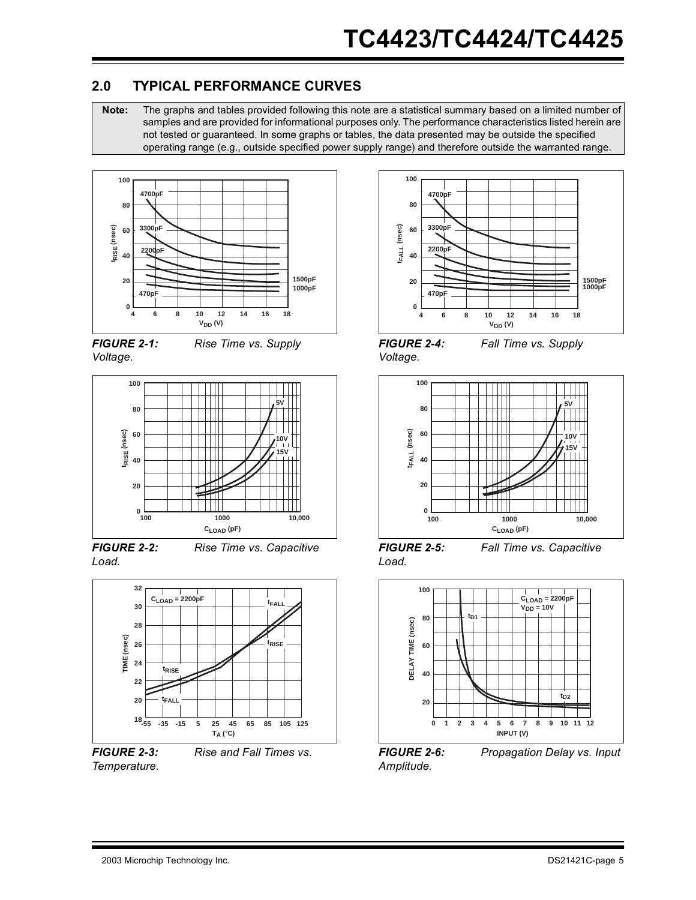## 2.0 TYPICAL PERFORMANCE CURVES

**Note:** The graphs and tables provided following this note are a statistical summary based on a limited number of samples and are provided for informational purposes only. The performance characteristics listed herein are not tested or guaranteed. In some graphs or tables, the data presented may be outside the specified operating range (e.g., outside specified power supply range) and therefore outside the warranted range.

***FIGURE 2-1:*** *Rise Time vs. Supply Voltage.*

***FIGURE 2-2:*** *Rise Time vs. Capacitive Load.*

***FIGURE 2-3:*** *Rise and Fall Times vs. Temperature.*

***FIGURE 2-4:*** *Fall Time vs. Supply Voltage.*

***FIGURE 2-5:*** *Fall Time vs. Capacitive Load.*

***FIGURE 2-6:*** *Propagation Delay vs. Input Amplitude.*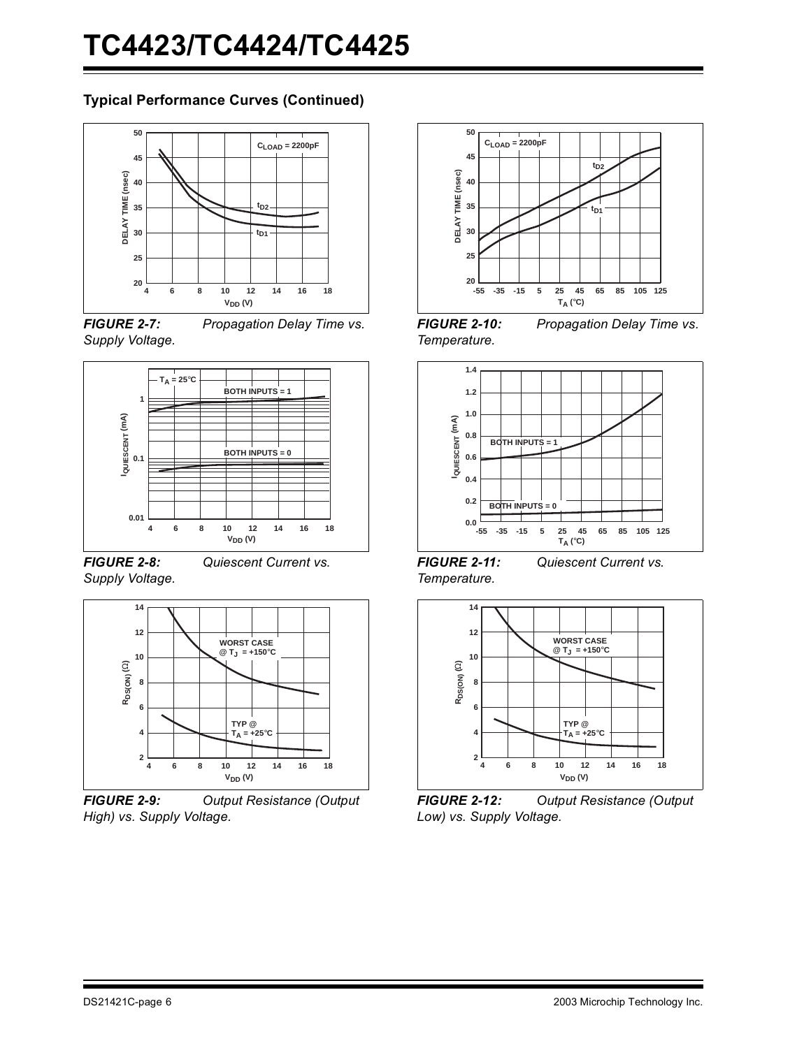### Typical Performance Curves (Continued)

*FIGURE 2-7: Propagation Delay Time vs. Supply Voltage.*

*FIGURE 2-8: Quiescent Current vs. Supply Voltage.*

*FIGURE 2-9: Output Resistance (Output High) vs. Supply Voltage.*

*FIGURE 2-10: Propagation Delay Time vs. Temperature.*

*FIGURE 2-11: Quiescent Current vs. Temperature.*

*FIGURE 2-12: Output Resistance (Output Low) vs. Supply Voltage.*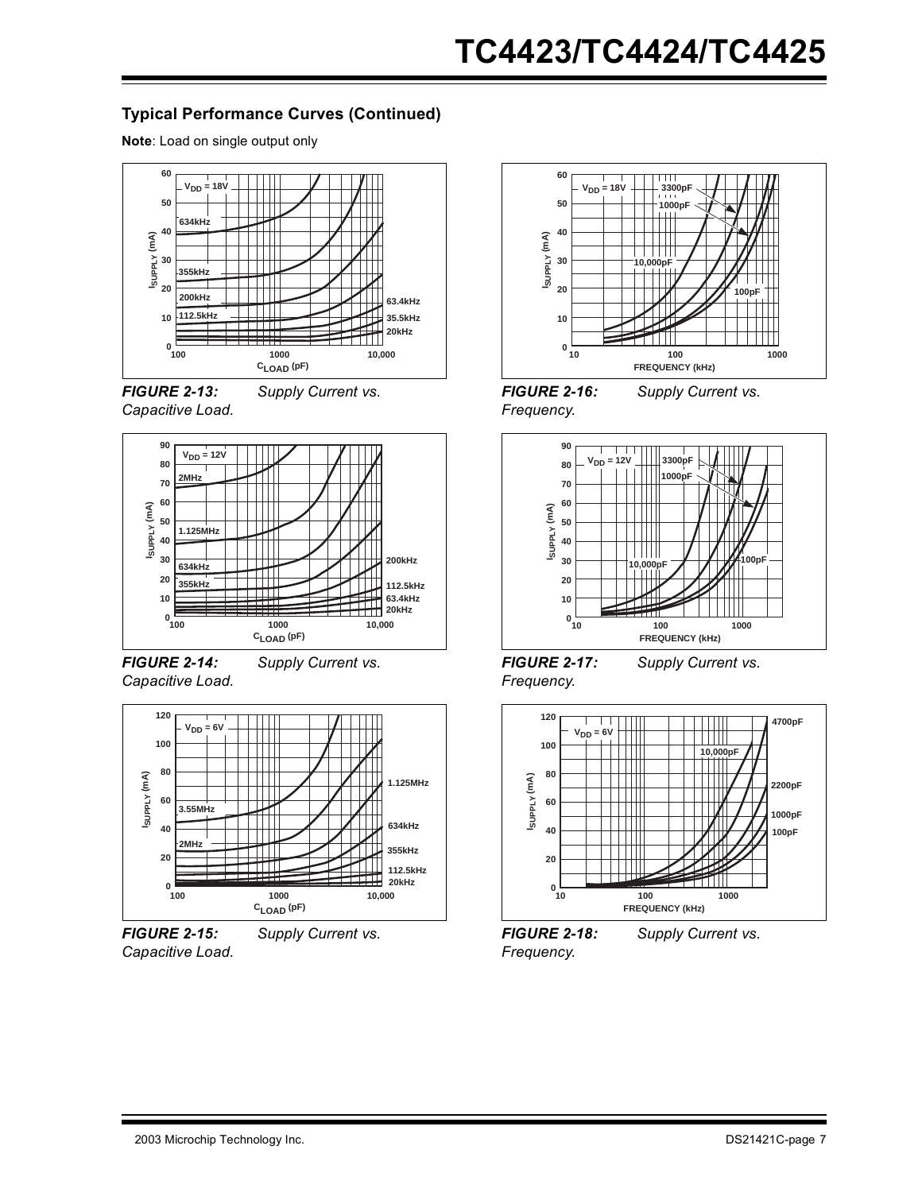## Typical Performance Curves (Continued)

**Note**: Load on single output only

*FIGURE 2-13:* Supply Current vs. Capacitive Load.

*FIGURE 2-14:* Supply Current vs. Capacitive Load.

*FIGURE 2-15:* Supply Current vs. Capacitive Load.

*FIGURE 2-16:* Supply Current vs. Frequency.

*FIGURE 2-17:* Supply Current vs. Frequency.

*FIGURE 2-18:* Supply Current vs. Frequency.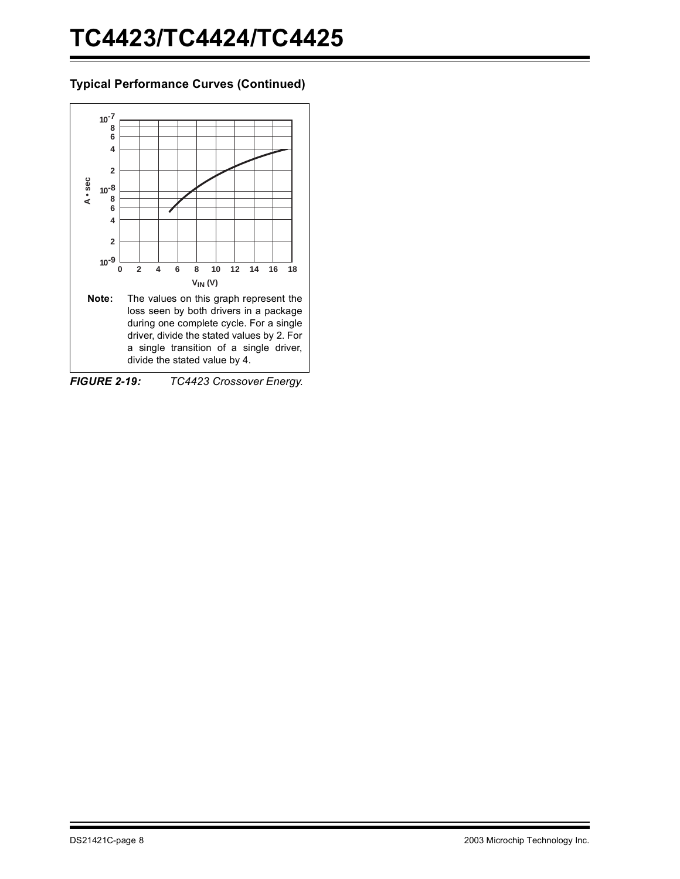### Typical Performance Curves (Continued)

**Note:** The values on this graph represent the loss seen by both drivers in a package during one complete cycle. For a single driver, divide the stated values by 2. For a single transition of a single driver, divide the stated value by 4.

***FIGURE 2-19:*** *TC4423 Crossover Energy.*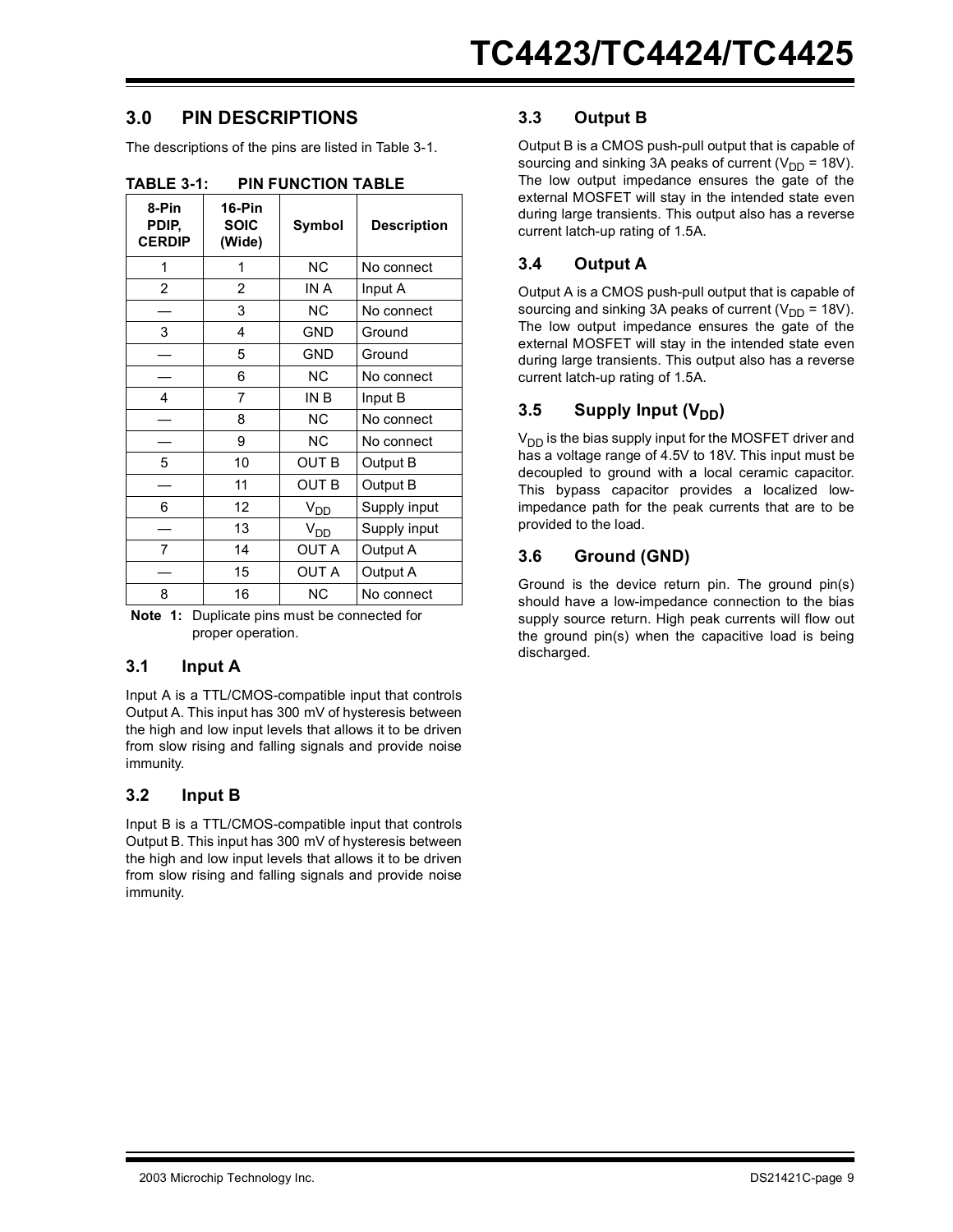## 3.0 PIN DESCRIPTIONS

The descriptions of the pins are listed in Table 3-1.

**TABLE 3-1: PIN FUNCTION TABLE**

| 8-Pin PDIP, CERDIP | 16-Pin SOIC (Wide) | Symbol | Description |
|---|---|---|---|
| 1 | 1 | NC | No connect |
| 2 | 2 | IN A | Input A |
| — | 3 | NC | No connect |
| 3 | 4 | GND | Ground |
| — | 5 | GND | Ground |
| — | 6 | NC | No connect |
| 4 | 7 | IN B | Input B |
| — | 8 | NC | No connect |
| — | 9 | NC | No connect |
| 5 | 10 | OUT B | Output B |
| — | 11 | OUT B | Output B |
| 6 | 12 | $V_{DD}$ | Supply input |
| — | 13 | $V_{DD}$ | Supply input |
| 7 | 14 | OUT A | Output A |
| — | 15 | OUT A | Output A |
| 8 | 16 | NC | No connect |

**Note 1:** Duplicate pins must be connected for proper operation.

### 3.1 Input A

Input A is a TTL/CMOS-compatible input that controls Output A. This input has 300 mV of hysteresis between the high and low input levels that allows it to be driven from slow rising and falling signals and provide noise immunity.

### 3.2 Input B

Input B is a TTL/CMOS-compatible input that controls Output B. This input has 300 mV of hysteresis between the high and low input levels that allows it to be driven from slow rising and falling signals and provide noise immunity.

### 3.3 Output B

Output B is a CMOS push-pull output that is capable of sourcing and sinking 3A peaks of current ($V_{DD}$ = 18V). The low output impedance ensures the gate of the external MOSFET will stay in the intended state even during large transients. This output also has a reverse current latch-up rating of 1.5A.

### 3.4 Output A

Output A is a CMOS push-pull output that is capable of sourcing and sinking 3A peaks of current ($V_{DD}$ = 18V). The low output impedance ensures the gate of the external MOSFET will stay in the intended state even during large transients. This output also has a reverse current latch-up rating of 1.5A.

### 3.5 Supply Input ($V_{DD}$)

$V_{DD}$ is the bias supply input for the MOSFET driver and has a voltage range of 4.5V to 18V. This input must be decoupled to ground with a local ceramic capacitor. This bypass capacitor provides a localized low-impedance path for the peak currents that are to be provided to the load.

### 3.6 Ground (GND)

Ground is the device return pin. The ground pin(s) should have a low-impedance connection to the bias supply source return. High peak currents will flow out the ground pin(s) when the capacitive load is being discharged.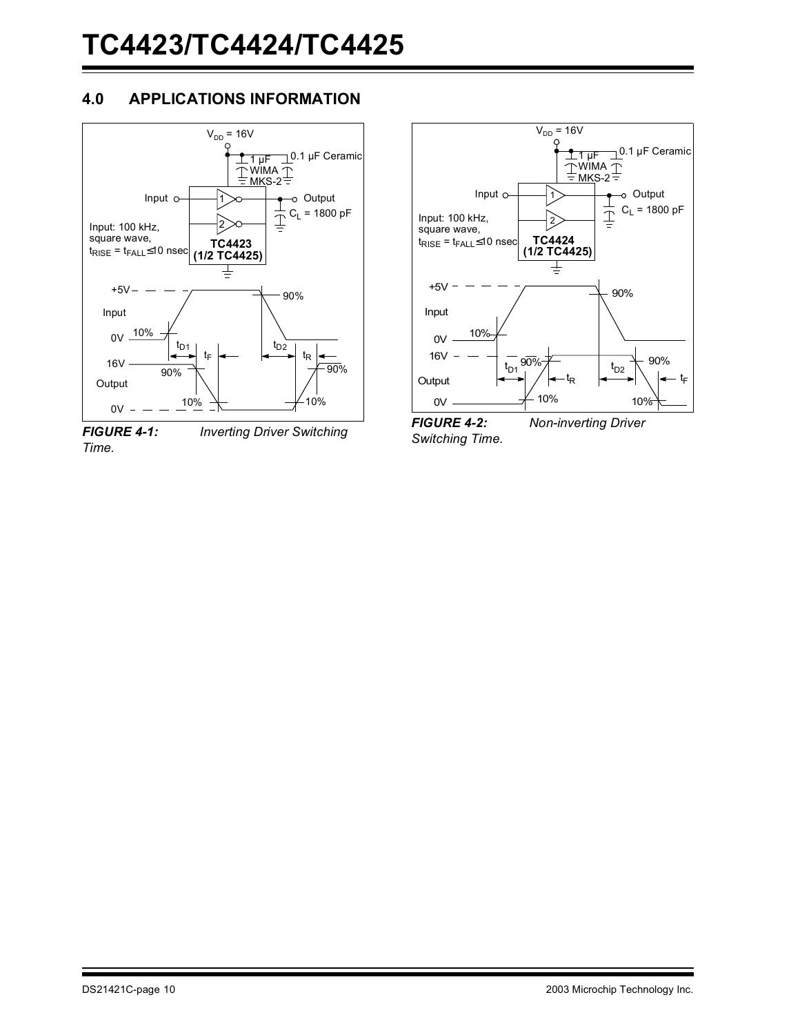## 4.0 APPLICATIONS INFORMATION

*FIGURE 4-1: Inverting Driver Switching Time.*

*FIGURE 4-2: Non-inverting Driver Switching Time.*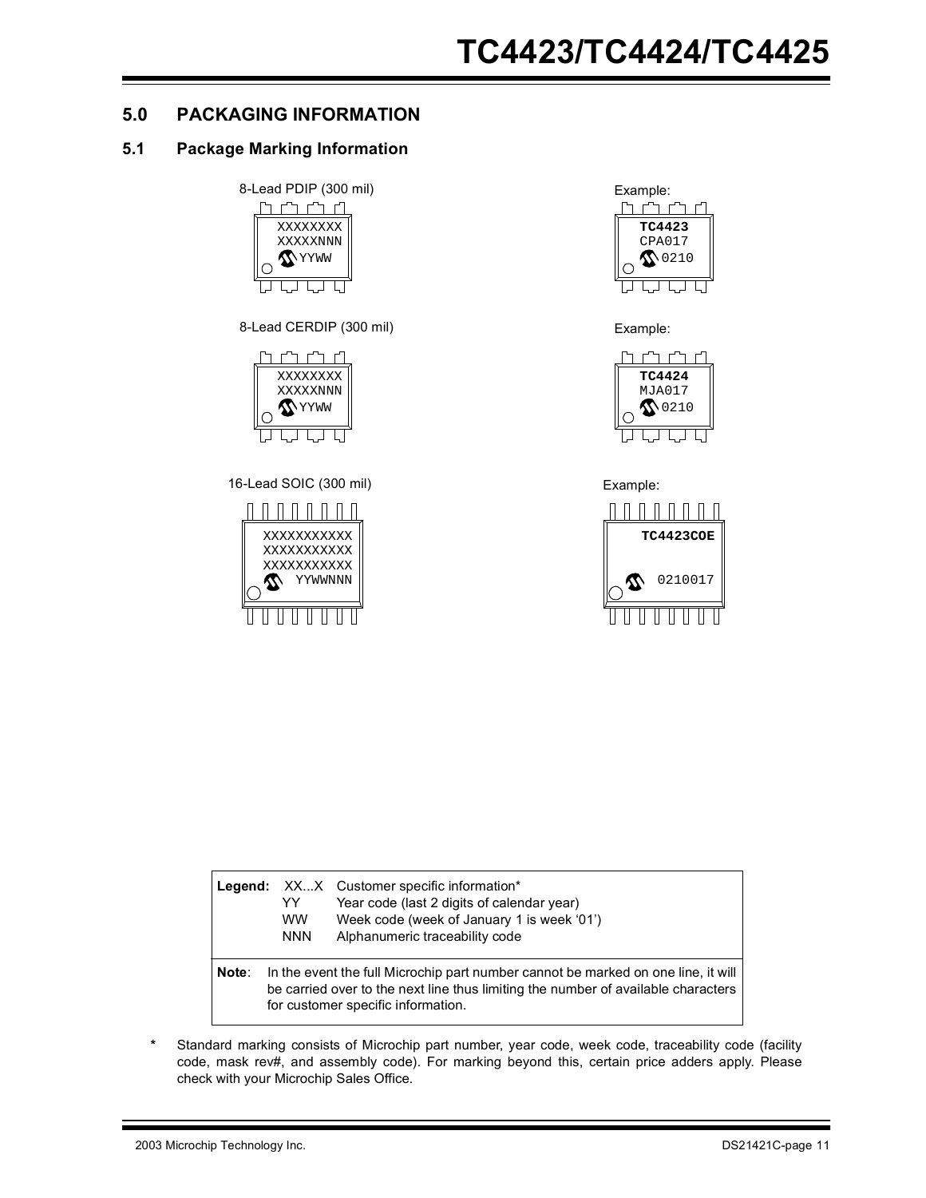## 5.0 PACKAGING INFORMATION

### 5.1 Package Marking Information

8-Lead PDIP (300 mil)

```
XXXXXXXX
XXXXXNNN
YYWW
```

Example:

```
TC4423
CPA017
0210
```

8-Lead CERDIP (300 mil)

```
XXXXXXXX
XXXXXNNN
YYWW
```

Example:

```
TC4424
MJA017
0210
```

16-Lead SOIC (300 mil)

```
XXXXXXXXXXX
XXXXXXXXXXX
XXXXXXXXXXX
YYWWNNN
```

Example:

```
TC4423COE

0210017
```

| **Legend:** | | |
|---|---|---|
| | XX...X | Customer specific information* |
| | YY | Year code (last 2 digits of calendar year) |
| | WW | Week code (week of January 1 is week '01') |
| | NNN | Alphanumeric traceability code |

**Note**: In the event the full Microchip part number cannot be marked on one line, it will be carried over to the next line thus limiting the number of available characters for customer specific information.

\* Standard marking consists of Microchip part number, year code, week code, traceability code (facility code, mask rev#, and assembly code). For marking beyond this, certain price adders apply. Please check with your Microchip Sales Office.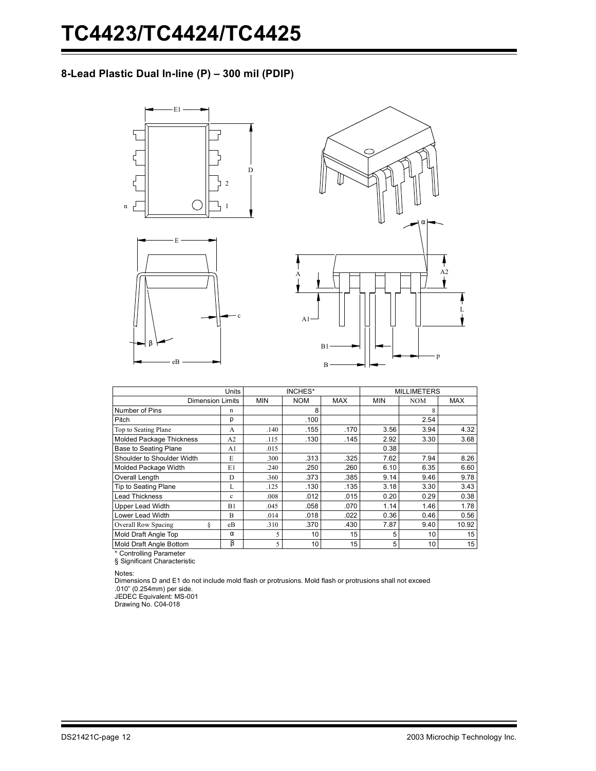## 8-Lead Plastic Dual In-line (P) – 300 mil (PDIP)

| Units | | INCHES* | | | MILLIMETERS | | |
|---|---|---|---|---|---|---|---|
| Dimension Limits | | MIN | NOM | MAX | MIN | NOM | MAX |
| Number of Pins | n | | 8 | | | 8 | |
| Pitch | p | | .100 | | | 2.54 | |
| Top to Seating Plane | A | .140 | .155 | .170 | 3.56 | 3.94 | 4.32 |
| Molded Package Thickness | A2 | .115 | .130 | .145 | 2.92 | 3.30 | 3.68 |
| Base to Seating Plane | A1 | .015 | | | 0.38 | | |
| Shoulder to Shoulder Width | E | .300 | .313 | .325 | 7.62 | 7.94 | 8.26 |
| Molded Package Width | E1 | .240 | .250 | .260 | 6.10 | 6.35 | 6.60 |
| Overall Length | D | .360 | .373 | .385 | 9.14 | 9.46 | 9.78 |
| Tip to Seating Plane | L | .125 | .130 | .135 | 3.18 | 3.30 | 3.43 |
| Lead Thickness | c | .008 | .012 | .015 | 0.20 | 0.29 | 0.38 |
| Upper Lead Width | B1 | .045 | .058 | .070 | 1.14 | 1.46 | 1.78 |
| Lower Lead Width | B | .014 | .018 | .022 | 0.36 | 0.46 | 0.56 |
| Overall Row Spacing § | eB | .310 | .370 | .430 | 7.87 | 9.40 | 10.92 |
| Mold Draft Angle Top | α | 5 | 10 | 15 | 5 | 10 | 15 |
| Mold Draft Angle Bottom | β | 5 | 10 | 15 | 5 | 10 | 15 |

* Controlling Parameter

§ Significant Characteristic

Notes:

Dimensions D and E1 do not include mold flash or protrusions. Mold flash or protrusions shall not exceed .010" (0.254mm) per side.

JEDEC Equivalent: MS-001

Drawing No. C04-018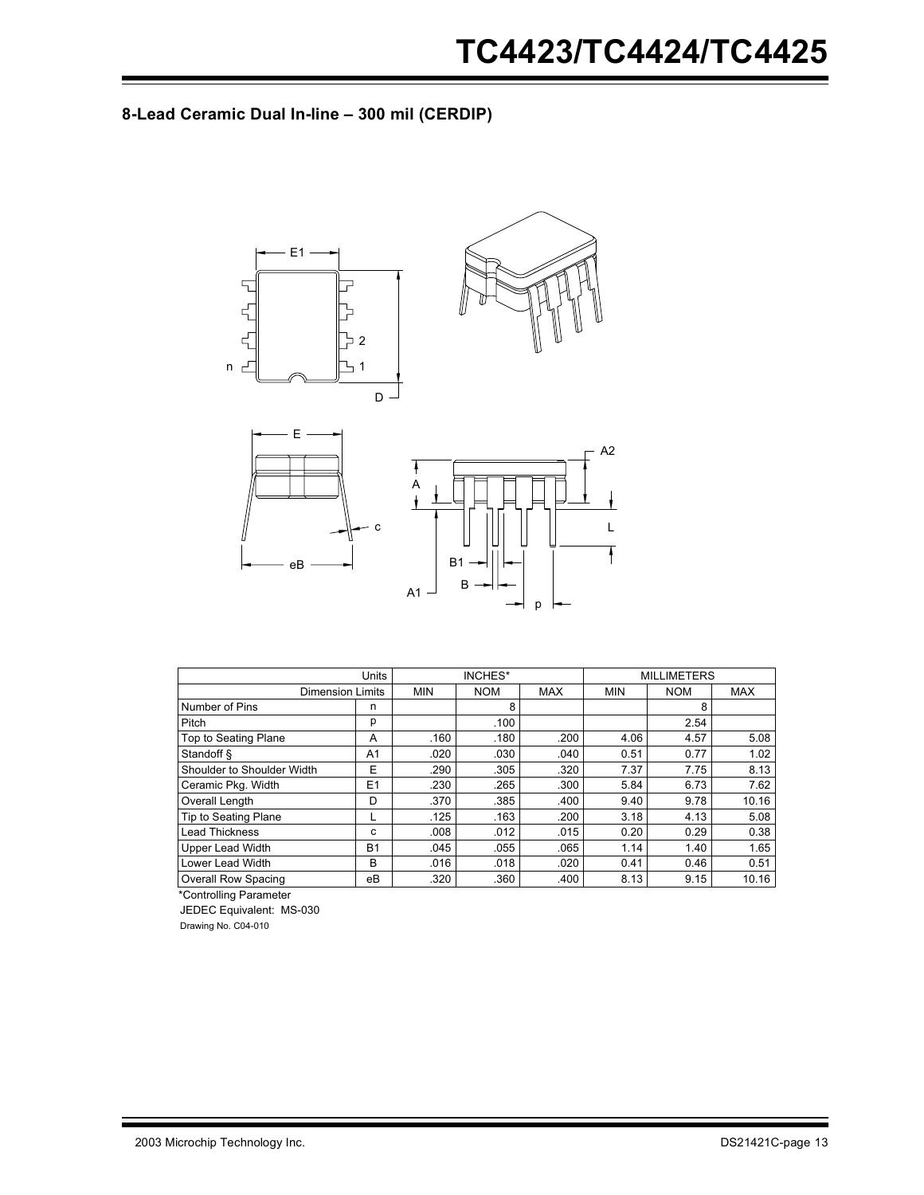## 8-Lead Ceramic Dual In-line – 300 mil (CERDIP)

| Units | | INCHES* | | | MILLIMETERS | | |
|---|---|---|---|---|---|---|---|
| Dimension Limits | | MIN | NOM | MAX | MIN | NOM | MAX |
| Number of Pins | n | | 8 | | | 8 | |
| Pitch | p | | .100 | | | 2.54 | |
| Top to Seating Plane | A | .160 | .180 | .200 | 4.06 | 4.57 | 5.08 |
| Standoff § | A1 | .020 | .030 | .040 | 0.51 | 0.77 | 1.02 |
| Shoulder to Shoulder Width | E | .290 | .305 | .320 | 7.37 | 7.75 | 8.13 |
| Ceramic Pkg. Width | E1 | .230 | .265 | .300 | 5.84 | 6.73 | 7.62 |
| Overall Length | D | .370 | .385 | .400 | 9.40 | 9.78 | 10.16 |
| Tip to Seating Plane | L | .125 | .163 | .200 | 3.18 | 4.13 | 5.08 |
| Lead Thickness | c | .008 | .012 | .015 | 0.20 | 0.29 | 0.38 |
| Upper Lead Width | B1 | .045 | .055 | .065 | 1.14 | 1.40 | 1.65 |
| Lower Lead Width | B | .016 | .018 | .020 | 0.41 | 0.46 | 0.51 |
| Overall Row Spacing | eB | .320 | .360 | .400 | 8.13 | 9.15 | 10.16 |

*Controlling Parameter

JEDEC Equivalent: MS-030

Drawing No. C04-010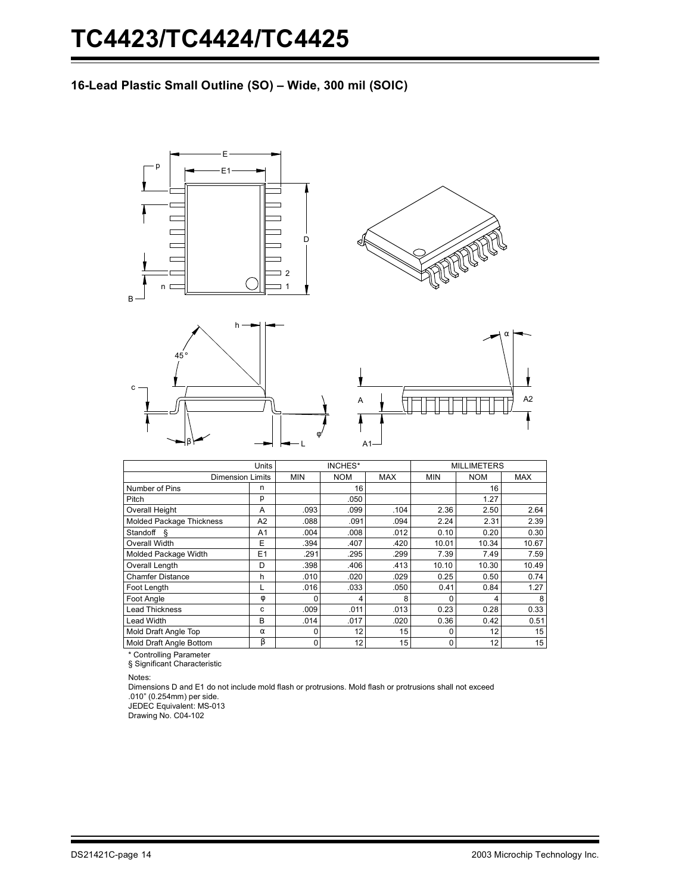## 16-Lead Plastic Small Outline (SO) – Wide, 300 mil (SOIC)

| Units | | INCHES* | | | MILLIMETERS | | |
|---|---|---|---|---|---|---|---|
| Dimension Limits | | MIN | NOM | MAX | MIN | NOM | MAX |
| Number of Pins | n | | 16 | | | 16 | |
| Pitch | p | | .050 | | | 1.27 | |
| Overall Height | A | .093 | .099 | .104 | 2.36 | 2.50 | 2.64 |
| Molded Package Thickness | A2 | .088 | .091 | .094 | 2.24 | 2.31 | 2.39 |
| Standoff § | A1 | .004 | .008 | .012 | 0.10 | 0.20 | 0.30 |
| Overall Width | E | .394 | .407 | .420 | 10.01 | 10.34 | 10.67 |
| Molded Package Width | E1 | .291 | .295 | .299 | 7.39 | 7.49 | 7.59 |
| Overall Length | D | .398 | .406 | .413 | 10.10 | 10.30 | 10.49 |
| Chamfer Distance | h | .010 | .020 | .029 | 0.25 | 0.50 | 0.74 |
| Foot Length | L | .016 | .033 | .050 | 0.41 | 0.84 | 1.27 |
| Foot Angle | φ | 0 | 4 | 8 | 0 | 4 | 8 |
| Lead Thickness | c | .009 | .011 | .013 | 0.23 | 0.28 | 0.33 |
| Lead Width | B | .014 | .017 | .020 | 0.36 | 0.42 | 0.51 |
| Mold Draft Angle Top | α | 0 | 12 | 15 | 0 | 12 | 15 |
| Mold Draft Angle Bottom | β | 0 | 12 | 15 | 0 | 12 | 15 |

\* Controlling Parameter
§ Significant Characteristic

Notes:
Dimensions D and E1 do not include mold flash or protrusions. Mold flash or protrusions shall not exceed .010" (0.254mm) per side.
JEDEC Equivalent: MS-013
Drawing No. C04-102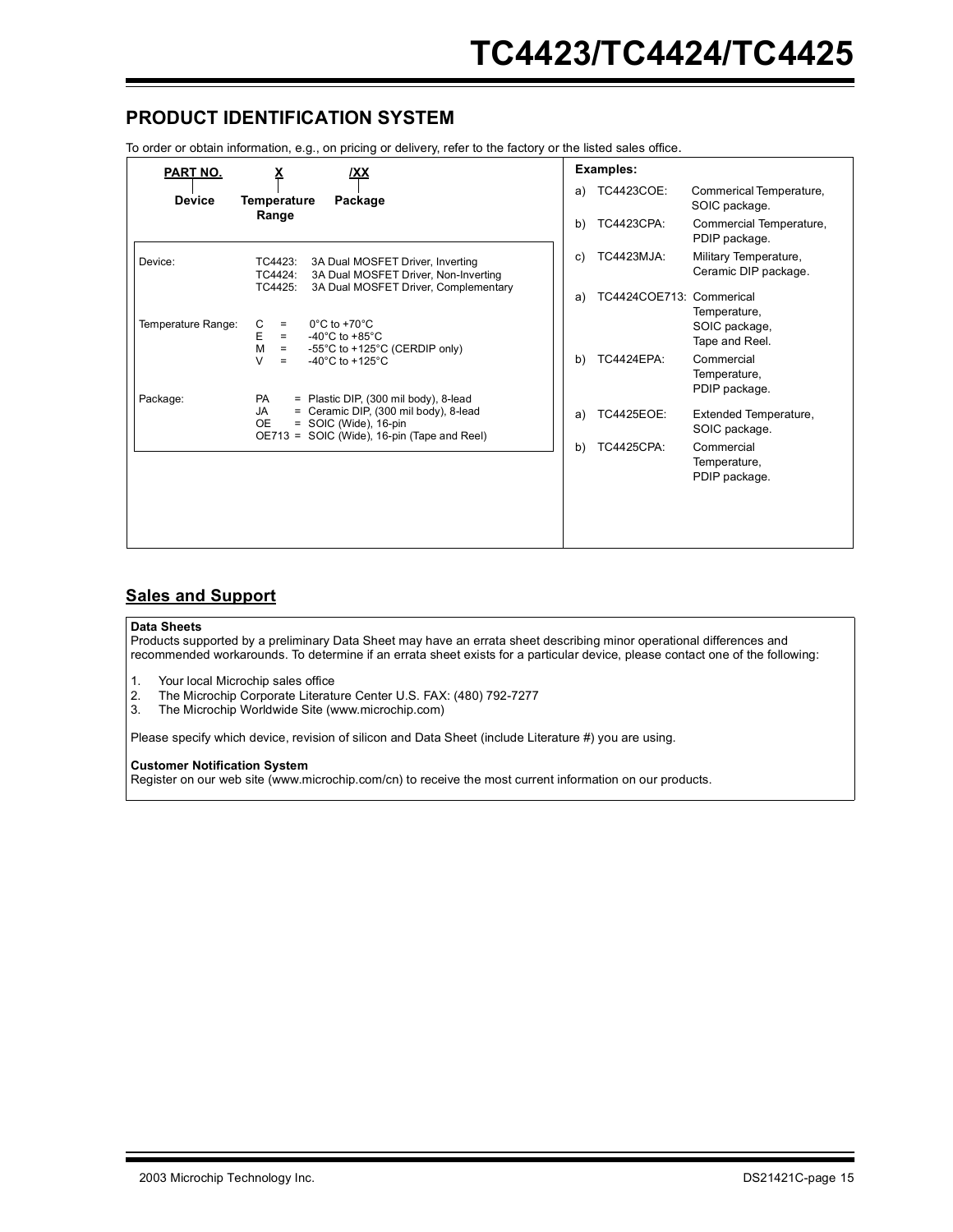## PRODUCT IDENTIFICATION SYSTEM

To order or obtain information, e.g., on pricing or delivery, refer to the factory or the listed sales office.

| PART NO. | X | /XX |
|---|---|---|
| Device | Temperature Range | Package |

| | |
|---|---|
| Device: | TC4423: 3A Dual MOSFET Driver, Inverting<br>TC4424: 3A Dual MOSFET Driver, Non-Inverting<br>TC4425: 3A Dual MOSFET Driver, Complementary |
| Temperature Range: | C = 0°C to +70°C<br>E = -40°C to +85°C<br>M = -55°C to +125°C (CERDIP only)<br>V = -40°C to +125°C |
| Package: | PA = Plastic DIP, (300 mil body), 8-lead<br>JA = Ceramic DIP, (300 mil body), 8-lead<br>OE = SOIC (Wide), 16-pin<br>OE713 = SOIC (Wide), 16-pin (Tape and Reel) |

**Examples:**

a) TC4423COE: Commerical Temperature, SOIC package.

b) TC4423CPA: Commercial Temperature, PDIP package.

c) TC4423MJA: Military Temperature, Ceramic DIP package.

a) TC4424COE713: Commerical Temperature, SOIC package, Tape and Reel.

b) TC4424EPA: Commercial Temperature, PDIP package.

a) TC4425EOE: Extended Temperature, SOIC package.

b) TC4425CPA: Commercial Temperature, PDIP package.

## Sales and Support

**Data Sheets**

Products supported by a preliminary Data Sheet may have an errata sheet describing minor operational differences and recommended workarounds. To determine if an errata sheet exists for a particular device, please contact one of the following:

1. Your local Microchip sales office
2. The Microchip Corporate Literature Center U.S. FAX: (480) 792-7277
3. The Microchip Worldwide Site (www.microchip.com)

Please specify which device, revision of silicon and Data Sheet (include Literature #) you are using.

**Customer Notification System**

Register on our web site (www.microchip.com/cn) to receive the most current information on our products.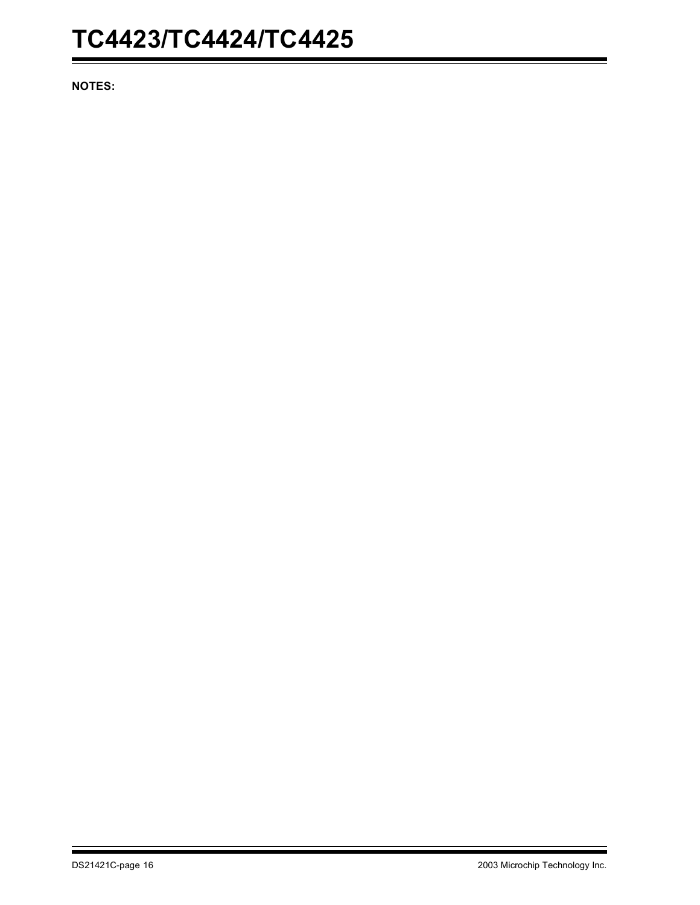**NOTES:**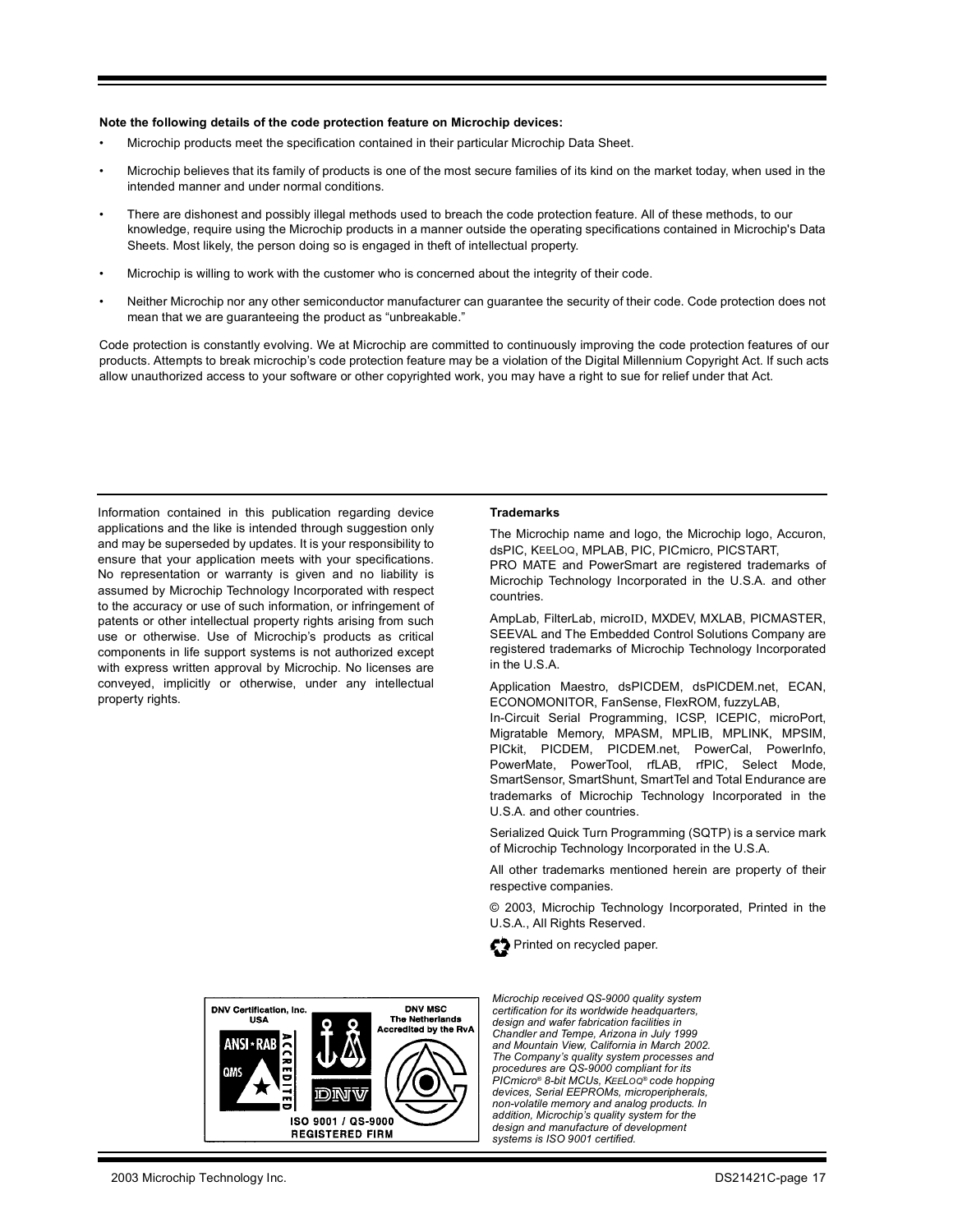**Note the following details of the code protection feature on Microchip devices:**

- Microchip products meet the specification contained in their particular Microchip Data Sheet.
- Microchip believes that its family of products is one of the most secure families of its kind on the market today, when used in the intended manner and under normal conditions.
- There are dishonest and possibly illegal methods used to breach the code protection feature. All of these methods, to our knowledge, require using the Microchip products in a manner outside the operating specifications contained in Microchip's Data Sheets. Most likely, the person doing so is engaged in theft of intellectual property.
- Microchip is willing to work with the customer who is concerned about the integrity of their code.
- Neither Microchip nor any other semiconductor manufacturer can guarantee the security of their code. Code protection does not mean that we are guaranteeing the product as “unbreakable.”

Code protection is constantly evolving. We at Microchip are committed to continuously improving the code protection features of our products. Attempts to break microchip’s code protection feature may be a violation of the Digital Millennium Copyright Act. If such acts allow unauthorized access to your software or other copyrighted work, you may have a right to sue for relief under that Act.

Information contained in this publication regarding device applications and the like is intended through suggestion only and may be superseded by updates. It is your responsibility to ensure that your application meets with your specifications. No representation or warranty is given and no liability is assumed by Microchip Technology Incorporated with respect to the accuracy or use of such information, or infringement of patents or other intellectual property rights arising from such use or otherwise. Use of Microchip’s products as critical components in life support systems is not authorized except with express written approval by Microchip. No licenses are conveyed, implicitly or otherwise, under any intellectual property rights.

**Trademarks**

The Microchip name and logo, the Microchip logo, Accuron, dsPIC, KEELOQ, MPLAB, PIC, PICmicro, PICSTART, PRO MATE and PowerSmart are registered trademarks of Microchip Technology Incorporated in the U.S.A. and other countries.

AmpLab, FilterLab, microID, MXDEV, MXLAB, PICMASTER, SEEVAL and The Embedded Control Solutions Company are registered trademarks of Microchip Technology Incorporated in the U.S.A.

Application Maestro, dsPICDEM, dsPICDEM.net, ECAN, ECONOMONITOR, FanSense, FlexROM, fuzzyLAB, In-Circuit Serial Programming, ICSP, ICEPIC, microPort, Migratable Memory, MPASM, MPLIB, MPLINK, MPSIM, PICkit, PICDEM, PICDEM.net, PowerCal, PowerInfo, PowerMate, PowerTool, rfLAB, rfPIC, Select Mode, SmartSensor, SmartShunt, SmartTel and Total Endurance are trademarks of Microchip Technology Incorporated in the U.S.A. and other countries.

Serialized Quick Turn Programming (SQTP) is a service mark of Microchip Technology Incorporated in the U.S.A.

All other trademarks mentioned herein are property of their respective companies.

© 2003, Microchip Technology Incorporated, Printed in the U.S.A., All Rights Reserved.

Printed on recycled paper.

DNV Certification, Inc. USA
ANSI-RAB
QMS
ACCREDITED
DNV MSC
The Netherlands
Accredited by the RvA
DNV
ISO 9001 / QS-9000
REGISTERED FIRM

*Microchip received QS-9000 quality system certification for its worldwide headquarters, design and wafer fabrication facilities in Chandler and Tempe, Arizona in July 1999 and Mountain View, California in March 2002. The Company’s quality system processes and procedures are QS-9000 compliant for its PICmicro® 8-bit MCUs, KEELOQ® code hopping devices, Serial EEPROMs, microperipherals, non-volatile memory and analog products. In addition, Microchip’s quality system for the design and manufacture of development systems is ISO 9001 certified.*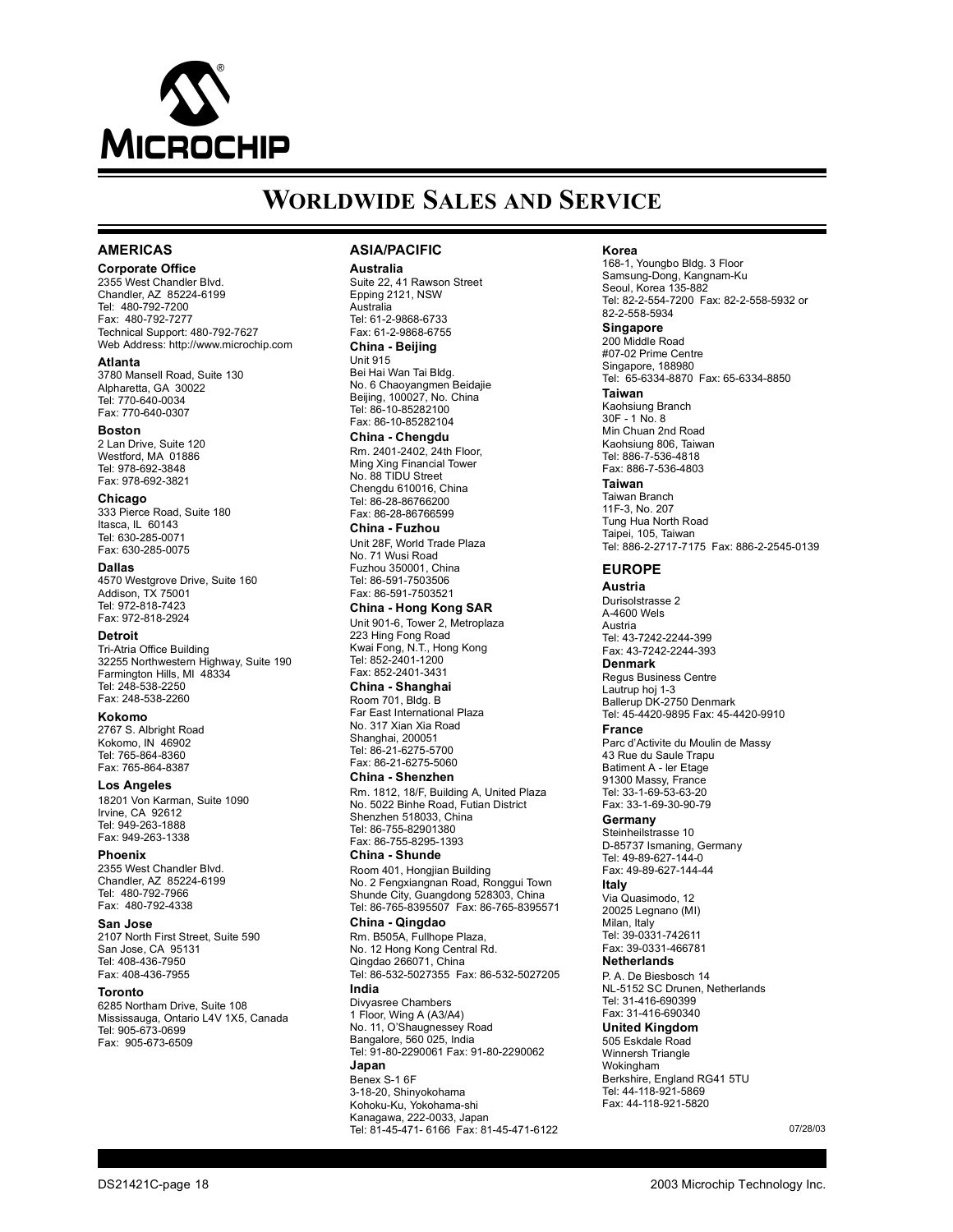# WORLDWIDE SALES AND SERVICE

## AMERICAS

**Corporate Office**
2355 West Chandler Blvd.
Chandler, AZ 85224-6199
Tel: 480-792-7200
Fax: 480-792-7277
Technical Support: 480-792-7627
Web Address: http://www.microchip.com

**Atlanta**
3780 Mansell Road, Suite 130
Alpharetta, GA 30022
Tel: 770-640-0034
Fax: 770-640-0307

**Boston**
2 Lan Drive, Suite 120
Westford, MA 01886
Tel: 978-692-3848
Fax: 978-692-3821

**Chicago**
333 Pierce Road, Suite 180
Itasca, IL 60143
Tel: 630-285-0071
Fax: 630-285-0075

**Dallas**
4570 Westgrove Drive, Suite 160
Addison, TX 75001
Tel: 972-818-7423
Fax: 972-818-2924

**Detroit**
Tri-Atria Office Building
32255 Northwestern Highway, Suite 190
Farmington Hills, MI 48334
Tel: 248-538-2250
Fax: 248-538-2260

**Kokomo**
2767 S. Albright Road
Kokomo, IN 46902
Tel: 765-864-8360
Fax: 765-864-8387

**Los Angeles**
18201 Von Karman, Suite 1090
Irvine, CA 92612
Tel: 949-263-1888
Fax: 949-263-1338

**Phoenix**
2355 West Chandler Blvd.
Chandler, AZ 85224-6199
Tel: 480-792-7966
Fax: 480-792-4338

**San Jose**
2107 North First Street, Suite 590
San Jose, CA 95131
Tel: 408-436-7950
Fax: 408-436-7955

**Toronto**
6285 Northam Drive, Suite 108
Mississauga, Ontario L4V 1X5, Canada
Tel: 905-673-0699
Fax: 905-673-6509

## ASIA/PACIFIC

**Australia**
Suite 22, 41 Rawson Street
Epping 2121, NSW
Australia
Tel: 61-2-9868-6733
Fax: 61-2-9868-6755

**China - Beijing**
Unit 915
Bei Hai Wan Tai Bldg.
No. 6 Chaoyangmen Beidajie
Beijing, 100027, No. China
Tel: 86-10-85282100
Fax: 86-10-85282104

**China - Chengdu**
Rm. 2401-2402, 24th Floor,
Ming Xing Financial Tower
No. 88 TIDU Street
Chengdu 610016, China
Tel: 86-28-86766200
Fax: 86-28-86766599

**China - Fuzhou**
Unit 28F, World Trade Plaza
No. 71 Wusi Road
Fuzhou 350001, China
Tel: 86-591-7503506
Fax: 86-591-7503521

**China - Hong Kong SAR**
Unit 901-6, Tower 2, Metroplaza
223 Hing Fong Road
Kwai Fong, N.T., Hong Kong
Tel: 852-2401-1200
Fax: 852-2401-3431

**China - Shanghai**
Room 701, Bldg. B
Far East International Plaza
No. 317 Xian Xia Road
Shanghai, 200051
Tel: 86-21-6275-5700
Fax: 86-21-6275-5060

**China - Shenzhen**
Rm. 1812, 18/F, Building A, United Plaza
No. 5022 Binhe Road, Futian District
Shenzhen 518033, China
Tel: 86-755-82901380
Fax: 86-755-8295-1393

**China - Shunde**
Room 401, Hongjian Building
No. 2 Fengxiangnan Road, Ronggui Town
Shunde City, Guangdong 528303, China
Tel: 86-765-8395507 Fax: 86-765-8395571

**China - Qingdao**
Rm. B505A, Fullhope Plaza,
No. 12 Hong Kong Central Rd.
Qingdao 266071, China
Tel: 86-532-5027355 Fax: 86-532-5027205

**India**
Divyasree Chambers
1 Floor, Wing A (A3/A4)
No. 11, O'Shaugnessey Road
Bangalore, 560 025, India
Tel: 91-80-2290061 Fax: 91-80-2290062

**Japan**
Benex S-1 6F
3-18-20, Shinyokohama
Kohoku-Ku, Yokohama-shi
Kanagawa, 222-0033, Japan
Tel: 81-45-471- 6166 Fax: 81-45-471-6122

**Korea**
168-1, Youngbo Bldg. 3 Floor
Samsung-Dong, Kangnam-Ku
Seoul, Korea 135-882
Tel: 82-2-554-7200 Fax: 82-2-558-5932 or 82-2-558-5934

**Singapore**
200 Middle Road
#07-02 Prime Centre
Singapore, 188980
Tel: 65-6334-8870 Fax: 65-6334-8850

**Taiwan**
Kaohsiung Branch
30F - 1 No. 8
Min Chuan 2nd Road
Kaohsiung 806, Taiwan
Tel: 886-7-536-4818
Fax: 886-7-536-4803

**Taiwan**
Taiwan Branch
11F-3, No. 207
Tung Hua North Road
Taipei, 105, Taiwan
Tel: 886-2-2717-7175 Fax: 886-2-2545-0139

## EUROPE

**Austria**
Durisolstrasse 2
A-4600 Wels
Austria
Tel: 43-7242-2244-399
Fax: 43-7242-2244-393

**Denmark**
Regus Business Centre
Lautrup hoj 1-3
Ballerup DK-2750 Denmark
Tel: 45-4420-9895 Fax: 45-4420-9910

**France**
Parc d'Activite du Moulin de Massy
43 Rue du Saule Trapu
Batiment A - ler Etage
91300 Massy, France
Tel: 33-1-69-53-63-20
Fax: 33-1-69-30-90-79

**Germany**
Steinheilstrasse 10
D-85737 Ismaning, Germany
Tel: 49-89-627-144-0
Fax: 49-89-627-144-44

**Italy**
Via Quasimodo, 12
20025 Legnano (MI)
Milan, Italy
Tel: 39-0331-742611
Fax: 39-0331-466781

**Netherlands**
P. A. De Biesbosch 14
NL-5152 SC Drunen, Netherlands
Tel: 31-416-690399
Fax: 31-416-690340

**United Kingdom**
505 Eskdale Road
Winnersh Triangle
Wokingham
Berkshire, England RG41 5TU
Tel: 44-118-921-5869
Fax: 44-118-921-5820

07/28/03